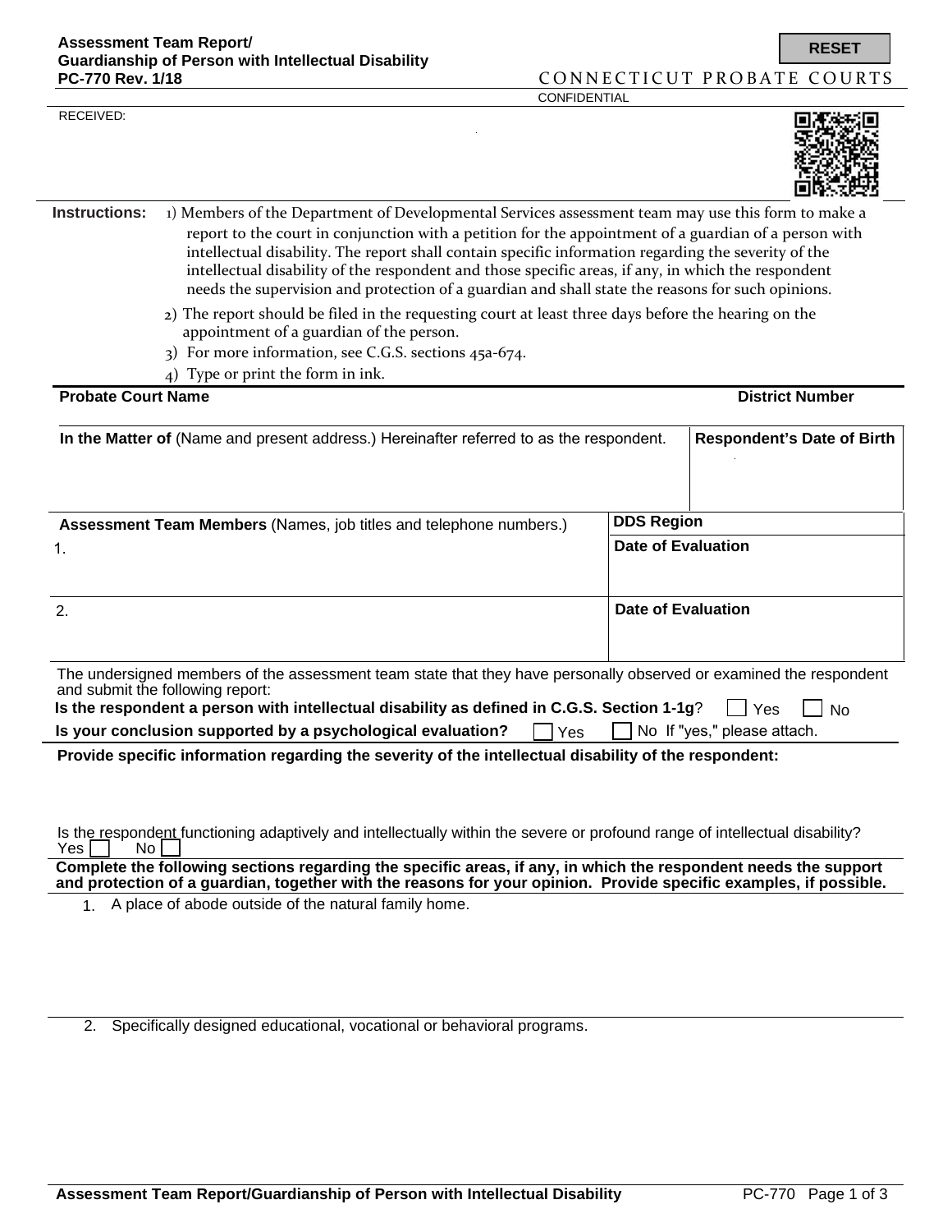**Assessment Team Report/ Guardianship of Person with Intellectual Disability**
**PC-770 Rev. 1/18**

RESET

CONNECTICUT PROBATE COURTS

CONFIDENTIAL

RECEIVED:

**Instructions:**

1) Members of the Department of Developmental Services assessment team may use this form to make a report to the court in conjunction with a petition for the appointment of a guardian of a person with intellectual disability. The report shall contain specific information regarding the severity of the intellectual disability of the respondent and those specific areas, if any, in which the respondent needs the supervision and protection of a guardian and shall state the reasons for such opinions.

2) The report should be filed in the requesting court at least three days before the hearing on the appointment of a guardian of the person.

3) For more information, see C.G.S. sections 45a-674.

4) Type or print the form in ink.

| **Probate Court Name** | **District Number** |
|---|---|
| | |

| **In the Matter of** (Name and present address.) Hereinafter referred to as the respondent. | **Respondent's Date of Birth** |
|---|---|
| | |

| **Assessment Team Members** (Names, job titles and telephone numbers.) | **DDS Region** |
|---|---|
| 1. | **Date of Evaluation** |
| 2. | **Date of Evaluation** |

The undersigned members of the assessment team state that they have personally observed or examined the respondent and submit the following report:

**Is the respondent a person with intellectual disability as defined in C.G.S. Section 1-1g?** ☐ Yes ☐ No

**Is your conclusion supported by a psychological evaluation?** ☐ Yes ☐ No If "yes," please attach.

**Provide specific information regarding the severity of the intellectual disability of the respondent:**

Is the respondent functioning adaptively and intellectually within the severe or profound range of intellectual disability? Yes ☐ No ☐

**Complete the following sections regarding the specific areas, if any, in which the respondent needs the support and protection of a guardian, together with the reasons for your opinion. Provide specific examples, if possible.**

1. A place of abode outside of the natural family home.

2. Specifically designed educational, vocational or behavioral programs.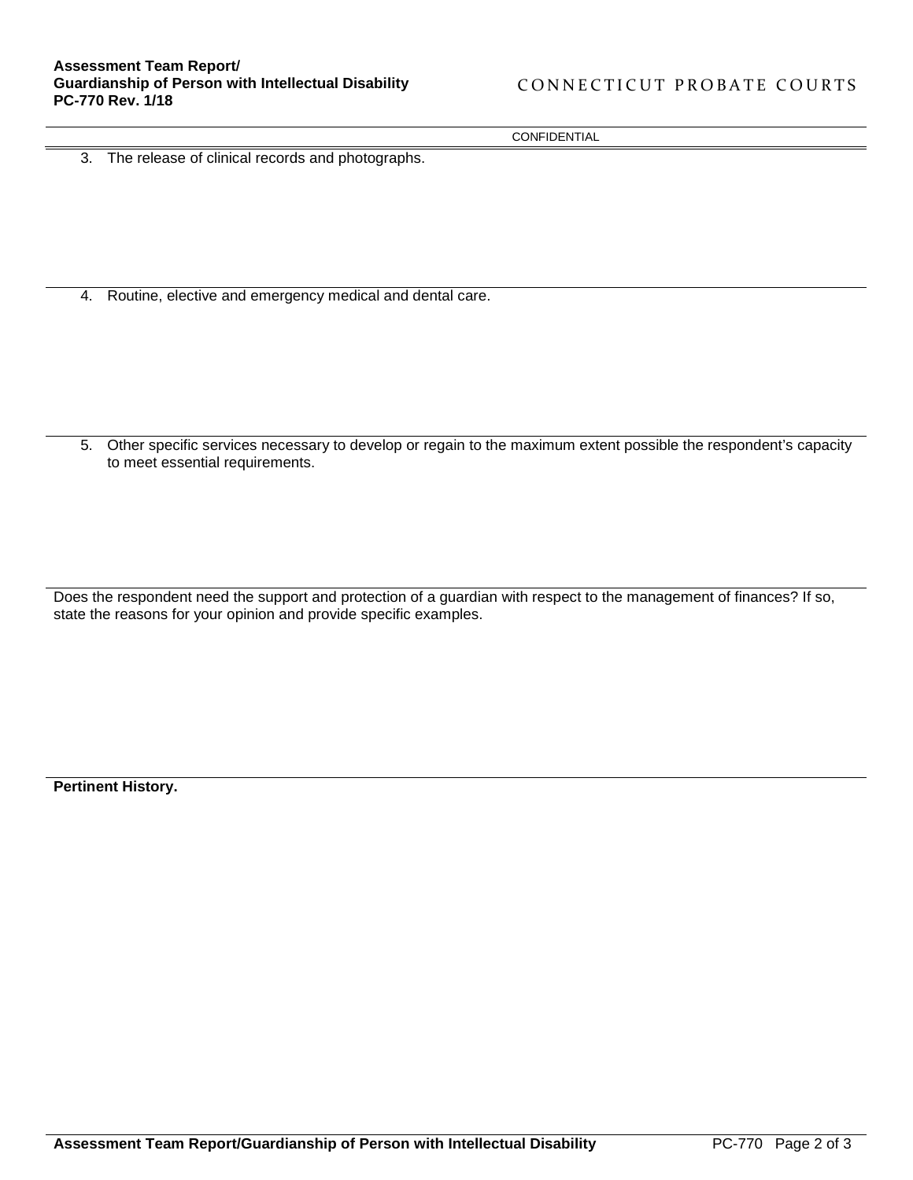CONFIDENTIAL

3. The release of clinical records and photographs.

4. Routine, elective and emergency medical and dental care.

5. Other specific services necessary to develop or regain to the maximum extent possible the respondent's capacity to meet essential requirements.

Does the respondent need the support and protection of a guardian with respect to the management of finances? If so, state the reasons for your opinion and provide specific examples.

**Pertinent History.**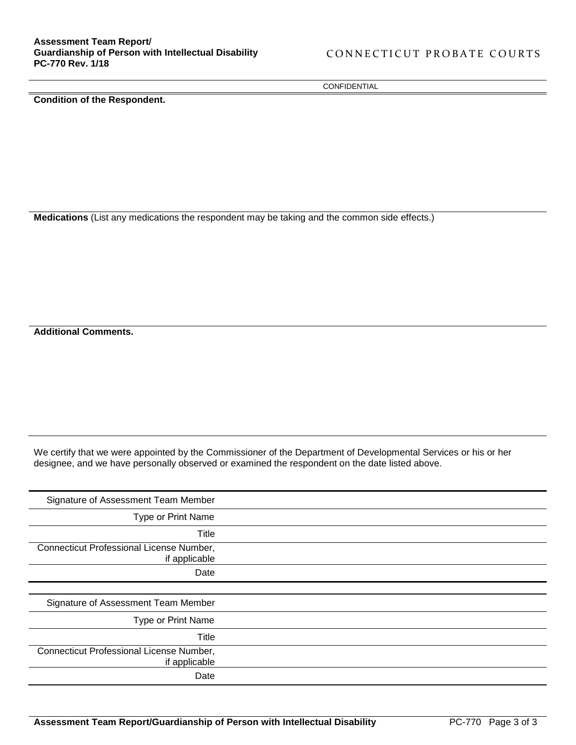CONFIDENTIAL

**Condition of the Respondent.**

**Medications** (List any medications the respondent may be taking and the common side effects.)

**Additional Comments.**

We certify that we were appointed by the Commissioner of the Department of Developmental Services or his or her designee, and we have personally observed or examined the respondent on the date listed above.

| | |
|---|---|
| Signature of Assessment Team Member | |
| Type or Print Name | |
| Title | |
| Connecticut Professional License Number, if applicable | |
| Date | |

| | |
|---|---|
| Signature of Assessment Team Member | |
| Type or Print Name | |
| Title | |
| Connecticut Professional License Number, if applicable | |
| Date | |